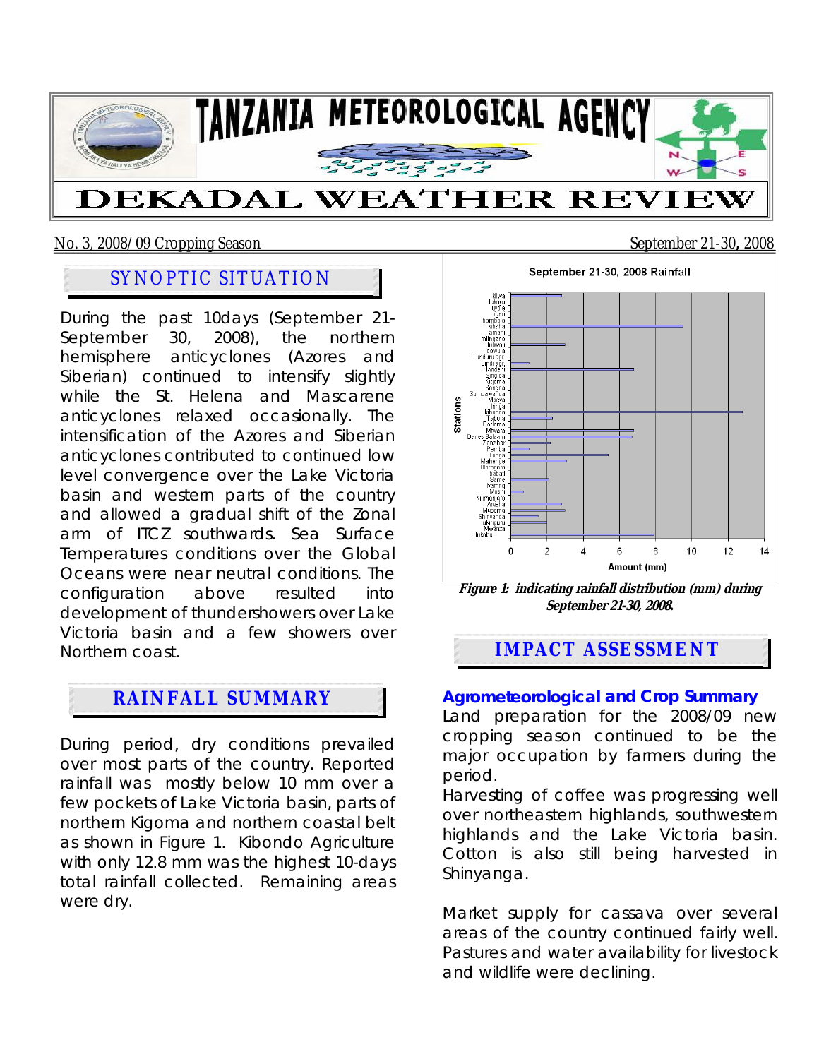# TANZANIA METEOROLOGICAL AGENCY

# DEKADAL WEATHER REVIEW

No. 3, 2008/09 Cropping Season — September 21-30, 2008

## SYNOPTIC SITUATION

During the past 10days (September 21-September 30, 2008), the northern hemisphere anticyclones (Azores and Siberian) continued to intensify slightly while the St. Helena and Mascarene anticyclones relaxed occasionally. The intensification of the Azores and Siberian anticyclones contributed to continued low level convergence over the Lake Victoria basin and western parts of the country and allowed a gradual shift of the Zonal arm of ITCZ southwards. Sea Surface Temperatures conditions over the Global Oceans were near neutral conditions. The configuration above resulted into development of thundershowers over Lake Victoria basin and a few showers over Northern coast.

## RAINFALL SUMMARY

During period, dry conditions prevailed over most parts of the country. Reported rainfall was mostly below 10 mm over a few pockets of Lake Victoria basin, parts of northern Kigoma and northern coastal belt as shown in Figure 1. Kibondo Agriculture with only 12.8 mm was the highest 10-days total rainfall collected. Remaining areas were dry.

***Figure 1: indicating rainfall distribution (mm) during September 21-30, 2008.***

## IMPACT ASSESSMENT

### Agrometeorological and Crop Summary

Land preparation for the 2008/09 new cropping season continued to be the major occupation by farmers during the period.

Harvesting of coffee was progressing well over northeastern highlands, southwestern highlands and the Lake Victoria basin. Cotton is also still being harvested in Shinyanga.

Market supply for cassava over several areas of the country continued fairly well. Pastures and water availability for livestock and wildlife were declining.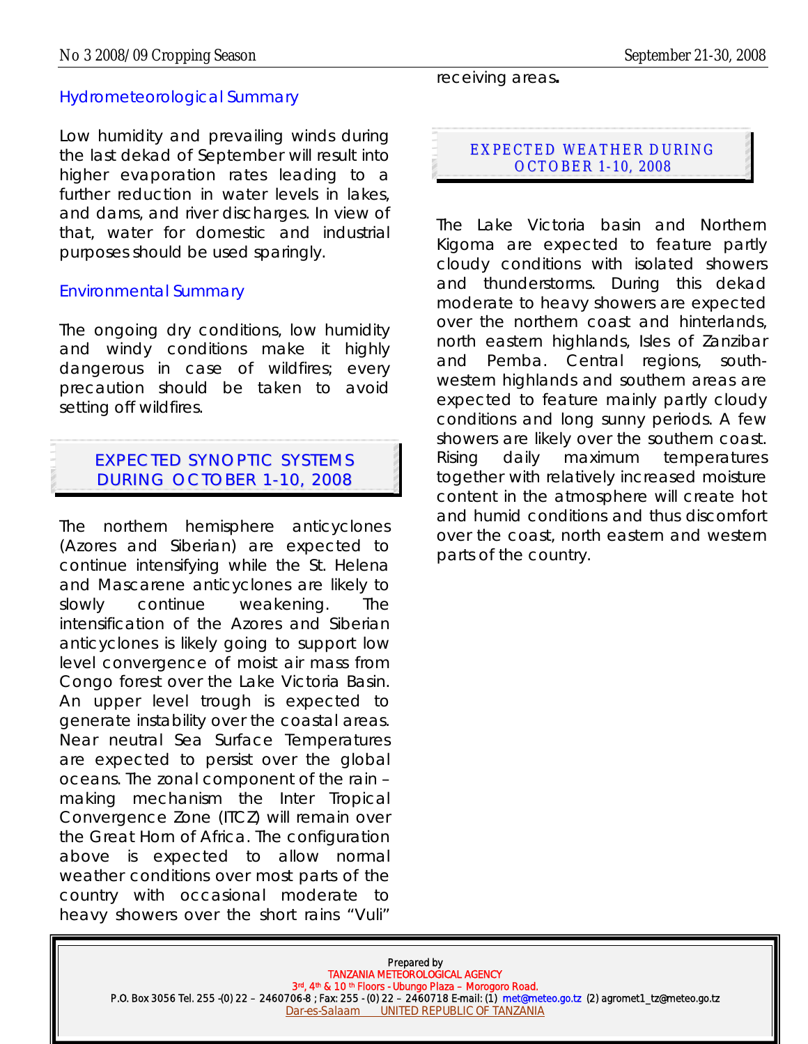## Hydrometeorological Summary

Low humidity and prevailing winds during the last dekad of September will result into higher evaporation rates leading to a further reduction in water levels in lakes, and dams, and river discharges. In view of that, water for domestic and industrial purposes should be used sparingly.

## Environmental Summary

The ongoing dry conditions, low humidity and windy conditions make it highly dangerous in case of wildfires; every precaution should be taken to avoid setting off wildfires.

## EXPECTED SYNOPTIC SYSTEMS DURING OCTOBER 1-10, 2008

The northern hemisphere anticyclones (Azores and Siberian) are expected to continue intensifying while the St. Helena and Mascarene anticyclones are likely to slowly continue weakening. The intensification of the Azores and Siberian anticyclones is likely going to support low level convergence of moist air mass from Congo forest over the Lake Victoria Basin. An upper level trough is expected to generate instability over the coastal areas. Near neutral Sea Surface Temperatures are expected to persist over the global oceans. The zonal component of the rain – making mechanism the Inter Tropical Convergence Zone (ITCZ) will remain over the Great Horn of Africa. The configuration above is expected to allow normal weather conditions over most parts of the country with occasional moderate to heavy showers over the short rains "Vuli" receiving areas**.**

## EXPECTED WEATHER DURING OCTOBER 1-10, 2008

The Lake Victoria basin and Northern Kigoma are expected to feature partly cloudy conditions with isolated showers and thunderstorms. During this dekad moderate to heavy showers are expected over the northern coast and hinterlands, north eastern highlands, Isles of Zanzibar and Pemba. Central regions, south-western highlands and southern areas are expected to feature mainly partly cloudy conditions and long sunny periods. A few showers are likely over the southern coast. Rising daily maximum temperatures together with relatively increased moisture content in the atmosphere will create hot and humid conditions and thus discomfort over the coast, north eastern and western parts of the country.

Prepared by
TANZANIA METEOROLOGICAL AGENCY
3rd, 4th & 10th Floors - Ubungo Plaza – Morogoro Road.
P.O. Box 3056 Tel. 255 -(0) 22 – 2460706-8 ; Fax: 255 - (0) 22 – 2460718 E-mail: (1) met@meteo.go.tz (2) agromet1_tz@meteo.go.tz
Dar-es-Salaam UNITED REPUBLIC OF TANZANIA